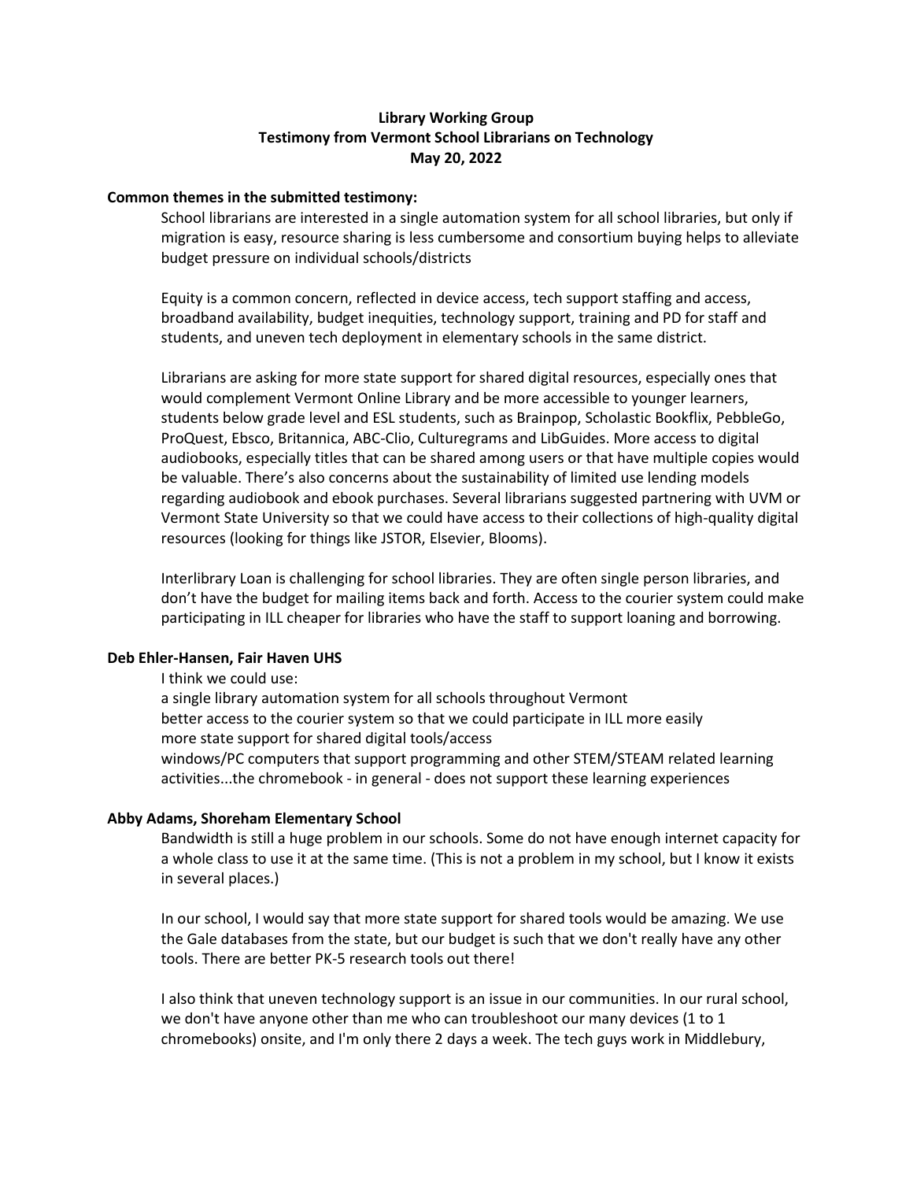# Library Working Group
## Testimony from Vermont School Librarians on Technology
### May 20, 2022

**Common themes in the submitted testimony:**

School librarians are interested in a single automation system for all school libraries, but only if migration is easy, resource sharing is less cumbersome and consortium buying helps to alleviate budget pressure on individual schools/districts

Equity is a common concern, reflected in device access, tech support staffing and access, broadband availability, budget inequities, technology support, training and PD for staff and students, and uneven tech deployment in elementary schools in the same district.

Librarians are asking for more state support for shared digital resources, especially ones that would complement Vermont Online Library and be more accessible to younger learners, students below grade level and ESL students, such as Brainpop, Scholastic Bookflix, PebbleGo, ProQuest, Ebsco, Britannica, ABC-Clio, Culturegrams and LibGuides. More access to digital audiobooks, especially titles that can be shared among users or that have multiple copies would be valuable. There's also concerns about the sustainability of limited use lending models regarding audiobook and ebook purchases. Several librarians suggested partnering with UVM or Vermont State University so that we could have access to their collections of high-quality digital resources (looking for things like JSTOR, Elsevier, Blooms).

Interlibrary Loan is challenging for school libraries. They are often single person libraries, and don't have the budget for mailing items back and forth. Access to the courier system could make participating in ILL cheaper for libraries who have the staff to support loaning and borrowing.

**Deb Ehler-Hansen, Fair Haven UHS**

I think we could use:
a single library automation system for all schools throughout Vermont
better access to the courier system so that we could participate in ILL more easily
more state support for shared digital tools/access
windows/PC computers that support programming and other STEM/STEAM related learning activities...the chromebook - in general - does not support these learning experiences

**Abby Adams, Shoreham Elementary School**

Bandwidth is still a huge problem in our schools. Some do not have enough internet capacity for a whole class to use it at the same time. (This is not a problem in my school, but I know it exists in several places.)

In our school, I would say that more state support for shared tools would be amazing. We use the Gale databases from the state, but our budget is such that we don't really have any other tools. There are better PK-5 research tools out there!

I also think that uneven technology support is an issue in our communities. In our rural school, we don't have anyone other than me who can troubleshoot our many devices (1 to 1 chromebooks) onsite, and I'm only there 2 days a week. The tech guys work in Middlebury,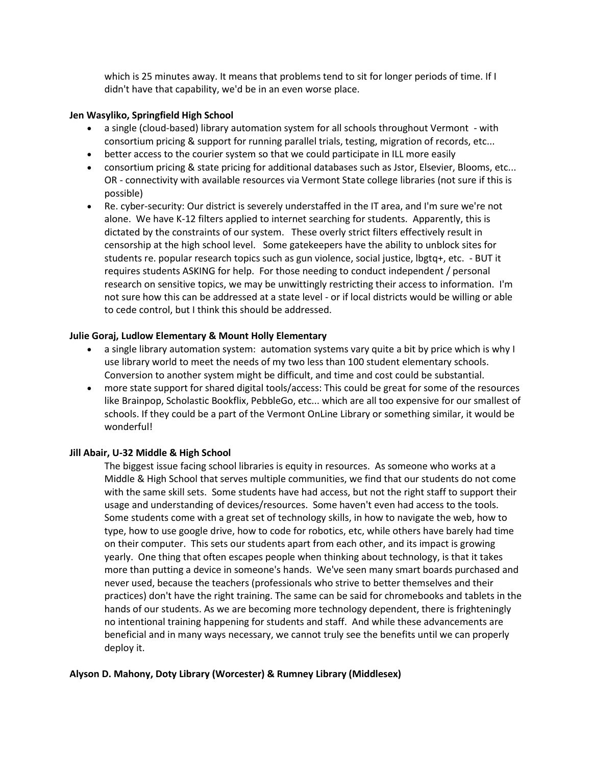which is 25 minutes away. It means that problems tend to sit for longer periods of time. If I didn't have that capability, we'd be in an even worse place.

**Jen Wasyliko, Springfield High School**

- a single (cloud-based) library automation system for all schools throughout Vermont - with consortium pricing & support for running parallel trials, testing, migration of records, etc...
- better access to the courier system so that we could participate in ILL more easily
- consortium pricing & state pricing for additional databases such as Jstor, Elsevier, Blooms, etc... OR - connectivity with available resources via Vermont State college libraries (not sure if this is possible)
- Re. cyber-security: Our district is severely understaffed in the IT area, and I'm sure we're not alone. We have K-12 filters applied to internet searching for students. Apparently, this is dictated by the constraints of our system. These overly strict filters effectively result in censorship at the high school level. Some gatekeepers have the ability to unblock sites for students re. popular research topics such as gun violence, social justice, lbgtq+, etc. - BUT it requires students ASKING for help. For those needing to conduct independent / personal research on sensitive topics, we may be unwittingly restricting their access to information. I'm not sure how this can be addressed at a state level - or if local districts would be willing or able to cede control, but I think this should be addressed.

**Julie Goraj, Ludlow Elementary & Mount Holly Elementary**

- a single library automation system: automation systems vary quite a bit by price which is why I use library world to meet the needs of my two less than 100 student elementary schools. Conversion to another system might be difficult, and time and cost could be substantial.
- more state support for shared digital tools/access: This could be great for some of the resources like Brainpop, Scholastic Bookflix, PebbleGo, etc... which are all too expensive for our smallest of schools. If they could be a part of the Vermont OnLine Library or something similar, it would be wonderful!

**Jill Abair, U-32 Middle & High School**

The biggest issue facing school libraries is equity in resources. As someone who works at a Middle & High School that serves multiple communities, we find that our students do not come with the same skill sets. Some students have had access, but not the right staff to support their usage and understanding of devices/resources. Some haven't even had access to the tools. Some students come with a great set of technology skills, in how to navigate the web, how to type, how to use google drive, how to code for robotics, etc, while others have barely had time on their computer. This sets our students apart from each other, and its impact is growing yearly. One thing that often escapes people when thinking about technology, is that it takes more than putting a device in someone's hands. We've seen many smart boards purchased and never used, because the teachers (professionals who strive to better themselves and their practices) don't have the right training. The same can be said for chromebooks and tablets in the hands of our students. As we are becoming more technology dependent, there is frighteningly no intentional training happening for students and staff. And while these advancements are beneficial and in many ways necessary, we cannot truly see the benefits until we can properly deploy it.

**Alyson D. Mahony, Doty Library (Worcester) & Rumney Library (Middlesex)**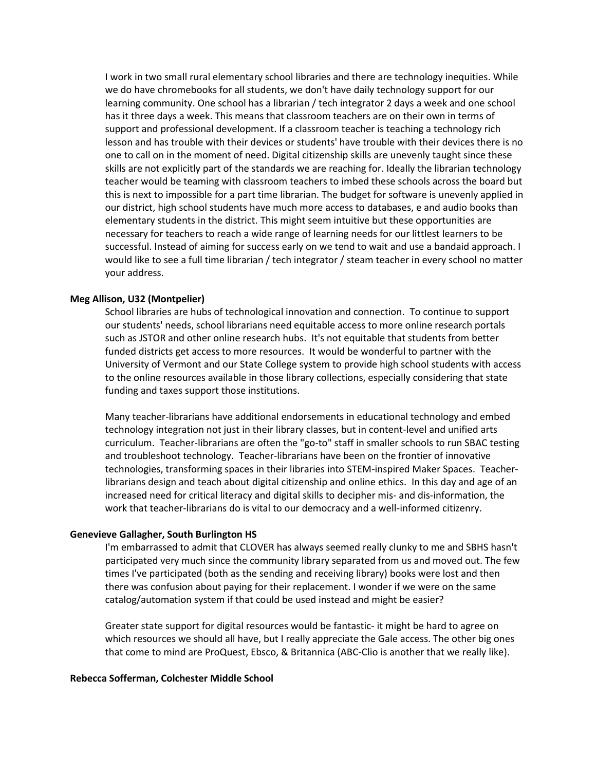I work in two small rural elementary school libraries and there are technology inequities. While we do have chromebooks for all students, we don't have daily technology support for our learning community. One school has a librarian / tech integrator 2 days a week and one school has it three days a week. This means that classroom teachers are on their own in terms of support and professional development. If a classroom teacher is teaching a technology rich lesson and has trouble with their devices or students' have trouble with their devices there is no one to call on in the moment of need. Digital citizenship skills are unevenly taught since these skills are not explicitly part of the standards we are reaching for. Ideally the librarian technology teacher would be teaming with classroom teachers to imbed these schools across the board but this is next to impossible for a part time librarian. The budget for software is unevenly applied in our district, high school students have much more access to databases, e and audio books than elementary students in the district. This might seem intuitive but these opportunities are necessary for teachers to reach a wide range of learning needs for our littlest learners to be successful. Instead of aiming for success early on we tend to wait and use a bandaid approach. I would like to see a full time librarian / tech integrator / steam teacher in every school no matter your address.

**Meg Allison, U32 (Montpelier)**

School libraries are hubs of technological innovation and connection. To continue to support our students' needs, school librarians need equitable access to more online research portals such as JSTOR and other online research hubs. It's not equitable that students from better funded districts get access to more resources. It would be wonderful to partner with the University of Vermont and our State College system to provide high school students with access to the online resources available in those library collections, especially considering that state funding and taxes support those institutions.

Many teacher-librarians have additional endorsements in educational technology and embed technology integration not just in their library classes, but in content-level and unified arts curriculum. Teacher-librarians are often the "go-to" staff in smaller schools to run SBAC testing and troubleshoot technology. Teacher-librarians have been on the frontier of innovative technologies, transforming spaces in their libraries into STEM-inspired Maker Spaces. Teacher-librarians design and teach about digital citizenship and online ethics. In this day and age of an increased need for critical literacy and digital skills to decipher mis- and dis-information, the work that teacher-librarians do is vital to our democracy and a well-informed citizenry.

**Genevieve Gallagher, South Burlington HS**

I'm embarrassed to admit that CLOVER has always seemed really clunky to me and SBHS hasn't participated very much since the community library separated from us and moved out. The few times I've participated (both as the sending and receiving library) books were lost and then there was confusion about paying for their replacement. I wonder if we were on the same catalog/automation system if that could be used instead and might be easier?

Greater state support for digital resources would be fantastic- it might be hard to agree on which resources we should all have, but I really appreciate the Gale access. The other big ones that come to mind are ProQuest, Ebsco, & Britannica (ABC-Clio is another that we really like).

**Rebecca Sofferman, Colchester Middle School**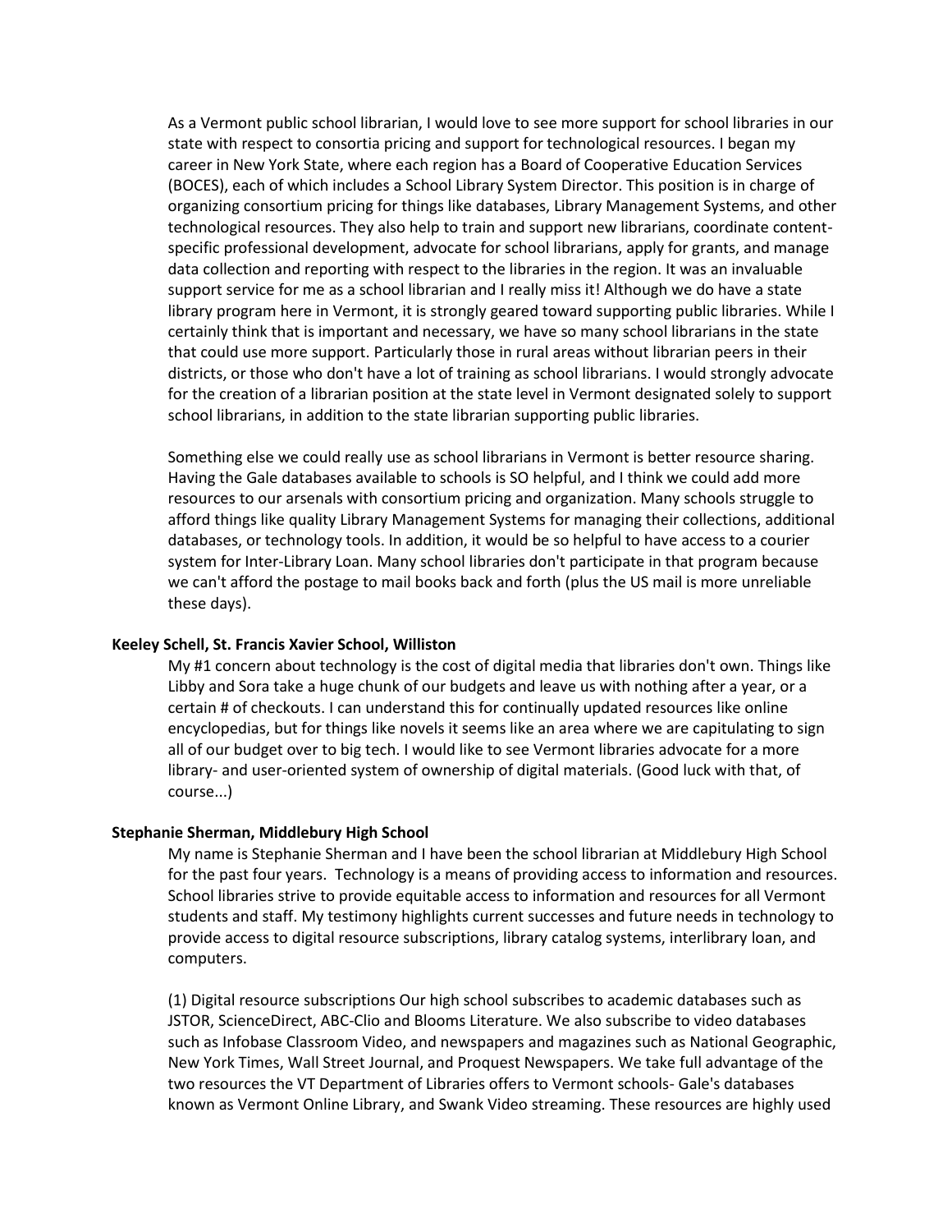As a Vermont public school librarian, I would love to see more support for school libraries in our state with respect to consortia pricing and support for technological resources. I began my career in New York State, where each region has a Board of Cooperative Education Services (BOCES), each of which includes a School Library System Director. This position is in charge of organizing consortium pricing for things like databases, Library Management Systems, and other technological resources. They also help to train and support new librarians, coordinate content-specific professional development, advocate for school librarians, apply for grants, and manage data collection and reporting with respect to the libraries in the region. It was an invaluable support service for me as a school librarian and I really miss it! Although we do have a state library program here in Vermont, it is strongly geared toward supporting public libraries. While I certainly think that is important and necessary, we have so many school librarians in the state that could use more support. Particularly those in rural areas without librarian peers in their districts, or those who don't have a lot of training as school librarians. I would strongly advocate for the creation of a librarian position at the state level in Vermont designated solely to support school librarians, in addition to the state librarian supporting public libraries.

Something else we could really use as school librarians in Vermont is better resource sharing. Having the Gale databases available to schools is SO helpful, and I think we could add more resources to our arsenals with consortium pricing and organization. Many schools struggle to afford things like quality Library Management Systems for managing their collections, additional databases, or technology tools. In addition, it would be so helpful to have access to a courier system for Inter-Library Loan. Many school libraries don't participate in that program because we can't afford the postage to mail books back and forth (plus the US mail is more unreliable these days).

**Keeley Schell, St. Francis Xavier School, Williston**

My #1 concern about technology is the cost of digital media that libraries don't own. Things like Libby and Sora take a huge chunk of our budgets and leave us with nothing after a year, or a certain # of checkouts. I can understand this for continually updated resources like online encyclopedias, but for things like novels it seems like an area where we are capitulating to sign all of our budget over to big tech. I would like to see Vermont libraries advocate for a more library- and user-oriented system of ownership of digital materials. (Good luck with that, of course...)

**Stephanie Sherman, Middlebury High School**

My name is Stephanie Sherman and I have been the school librarian at Middlebury High School for the past four years. Technology is a means of providing access to information and resources. School libraries strive to provide equitable access to information and resources for all Vermont students and staff. My testimony highlights current successes and future needs in technology to provide access to digital resource subscriptions, library catalog systems, interlibrary loan, and computers.

(1) Digital resource subscriptions Our high school subscribes to academic databases such as JSTOR, ScienceDirect, ABC-Clio and Blooms Literature. We also subscribe to video databases such as Infobase Classroom Video, and newspapers and magazines such as National Geographic, New York Times, Wall Street Journal, and Proquest Newspapers. We take full advantage of the two resources the VT Department of Libraries offers to Vermont schools- Gale's databases known as Vermont Online Library, and Swank Video streaming. These resources are highly used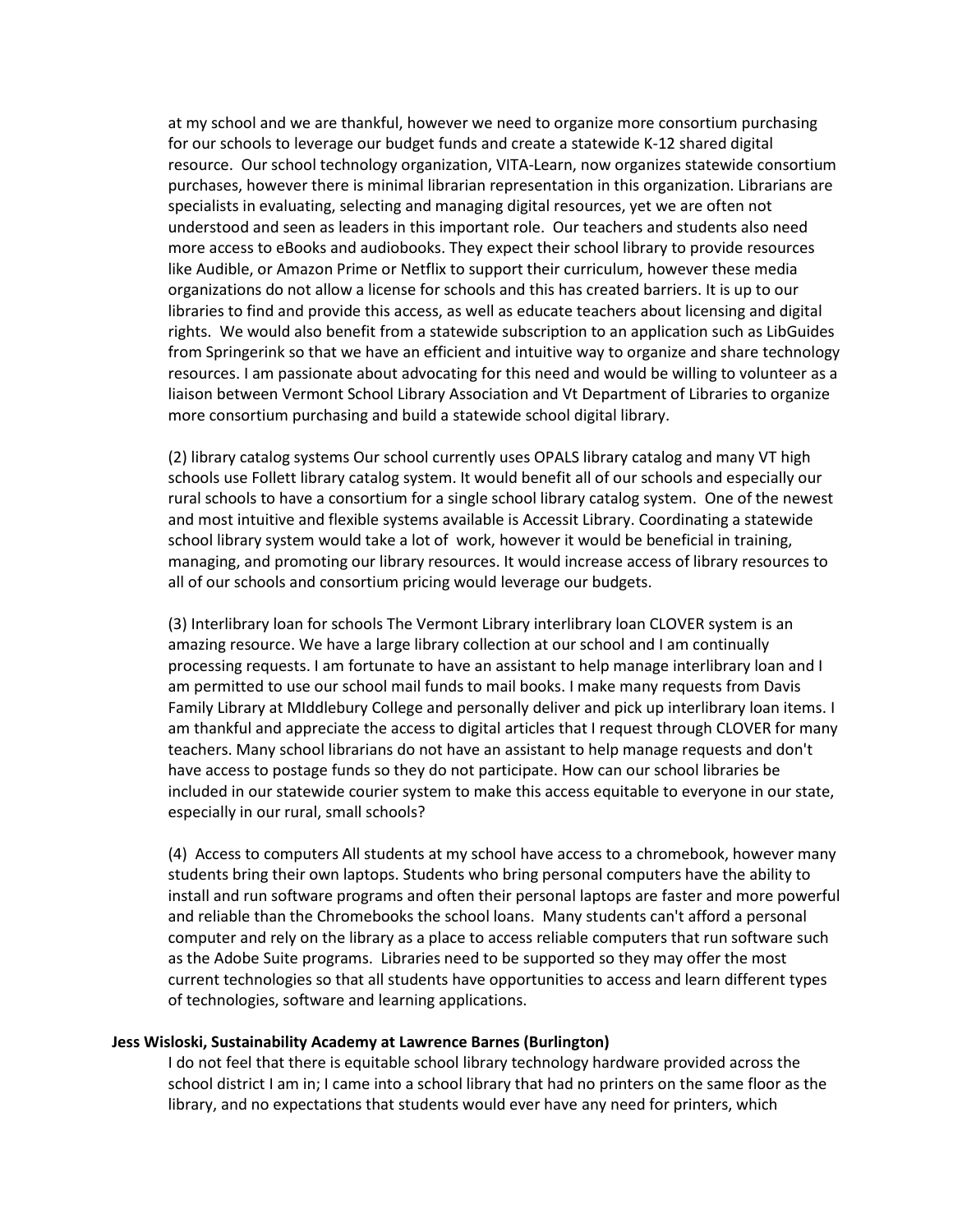at my school and we are thankful, however we need to organize more consortium purchasing for our schools to leverage our budget funds and create a statewide K-12 shared digital resource. Our school technology organization, VITA-Learn, now organizes statewide consortium purchases, however there is minimal librarian representation in this organization. Librarians are specialists in evaluating, selecting and managing digital resources, yet we are often not understood and seen as leaders in this important role. Our teachers and students also need more access to eBooks and audiobooks. They expect their school library to provide resources like Audible, or Amazon Prime or Netflix to support their curriculum, however these media organizations do not allow a license for schools and this has created barriers. It is up to our libraries to find and provide this access, as well as educate teachers about licensing and digital rights. We would also benefit from a statewide subscription to an application such as LibGuides from Springerink so that we have an efficient and intuitive way to organize and share technology resources. I am passionate about advocating for this need and would be willing to volunteer as a liaison between Vermont School Library Association and Vt Department of Libraries to organize more consortium purchasing and build a statewide school digital library.

(2) library catalog systems Our school currently uses OPALS library catalog and many VT high schools use Follett library catalog system. It would benefit all of our schools and especially our rural schools to have a consortium for a single school library catalog system. One of the newest and most intuitive and flexible systems available is Accessit Library. Coordinating a statewide school library system would take a lot of work, however it would be beneficial in training, managing, and promoting our library resources. It would increase access of library resources to all of our schools and consortium pricing would leverage our budgets.

(3) Interlibrary loan for schools The Vermont Library interlibrary loan CLOVER system is an amazing resource. We have a large library collection at our school and I am continually processing requests. I am fortunate to have an assistant to help manage interlibrary loan and I am permitted to use our school mail funds to mail books. I make many requests from Davis Family Library at MIddlebury College and personally deliver and pick up interlibrary loan items. I am thankful and appreciate the access to digital articles that I request through CLOVER for many teachers. Many school librarians do not have an assistant to help manage requests and don't have access to postage funds so they do not participate. How can our school libraries be included in our statewide courier system to make this access equitable to everyone in our state, especially in our rural, small schools?

(4) Access to computers All students at my school have access to a chromebook, however many students bring their own laptops. Students who bring personal computers have the ability to install and run software programs and often their personal laptops are faster and more powerful and reliable than the Chromebooks the school loans. Many students can't afford a personal computer and rely on the library as a place to access reliable computers that run software such as the Adobe Suite programs. Libraries need to be supported so they may offer the most current technologies so that all students have opportunities to access and learn different types of technologies, software and learning applications.

**Jess Wisloski, Sustainability Academy at Lawrence Barnes (Burlington)**

I do not feel that there is equitable school library technology hardware provided across the school district I am in; I came into a school library that had no printers on the same floor as the library, and no expectations that students would ever have any need for printers, which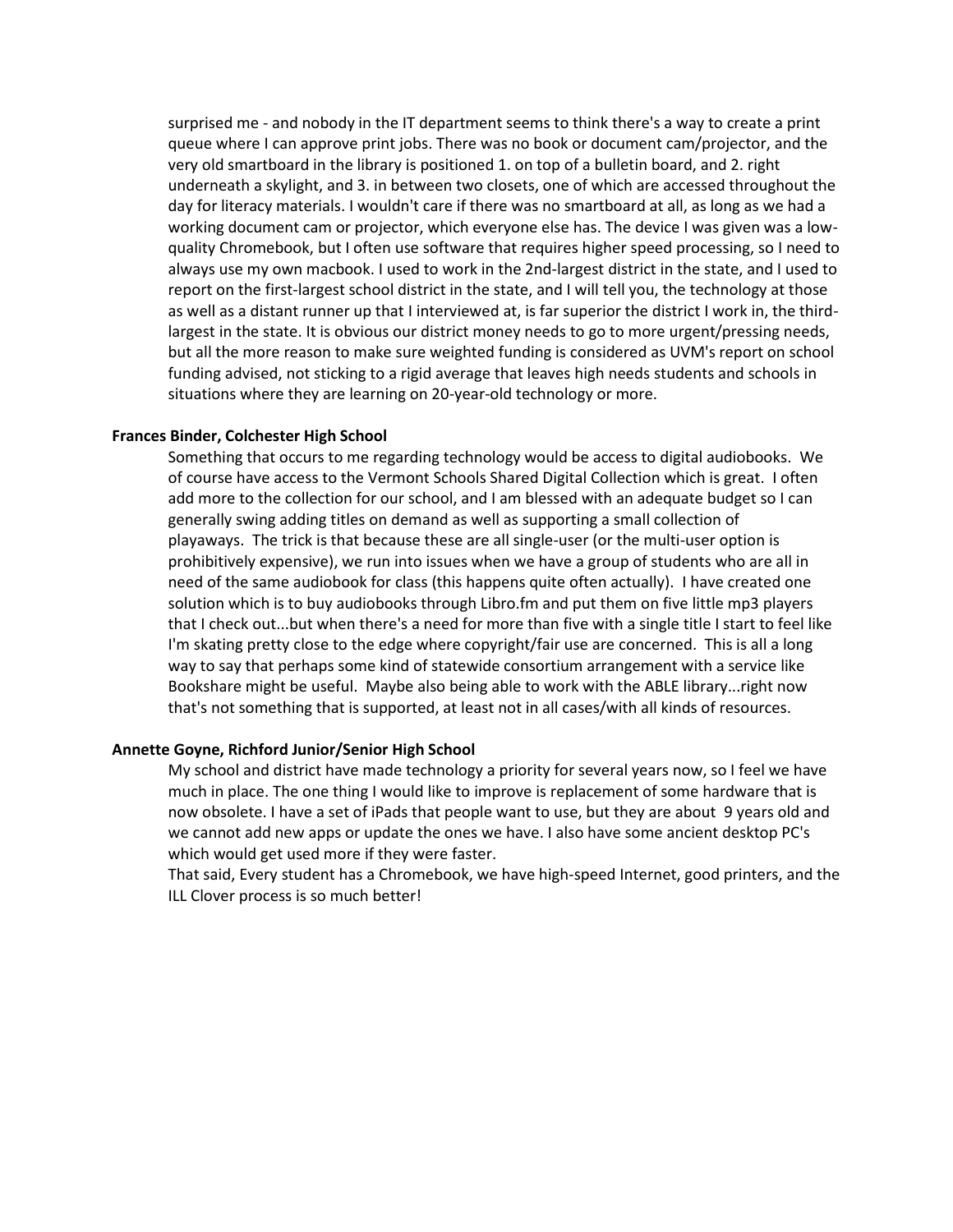surprised me - and nobody in the IT department seems to think there's a way to create a print queue where I can approve print jobs. There was no book or document cam/projector, and the very old smartboard in the library is positioned 1. on top of a bulletin board, and 2. right underneath a skylight, and 3. in between two closets, one of which are accessed throughout the day for literacy materials. I wouldn't care if there was no smartboard at all, as long as we had a working document cam or projector, which everyone else has. The device I was given was a low-quality Chromebook, but I often use software that requires higher speed processing, so I need to always use my own macbook. I used to work in the 2nd-largest district in the state, and I used to report on the first-largest school district in the state, and I will tell you, the technology at those as well as a distant runner up that I interviewed at, is far superior the district I work in, the third-largest in the state. It is obvious our district money needs to go to more urgent/pressing needs, but all the more reason to make sure weighted funding is considered as UVM's report on school funding advised, not sticking to a rigid average that leaves high needs students and schools in situations where they are learning on 20-year-old technology or more.

**Frances Binder, Colchester High School**

Something that occurs to me regarding technology would be access to digital audiobooks. We of course have access to the Vermont Schools Shared Digital Collection which is great. I often add more to the collection for our school, and I am blessed with an adequate budget so I can generally swing adding titles on demand as well as supporting a small collection of playaways. The trick is that because these are all single-user (or the multi-user option is prohibitively expensive), we run into issues when we have a group of students who are all in need of the same audiobook for class (this happens quite often actually). I have created one solution which is to buy audiobooks through Libro.fm and put them on five little mp3 players that I check out...but when there's a need for more than five with a single title I start to feel like I'm skating pretty close to the edge where copyright/fair use are concerned. This is all a long way to say that perhaps some kind of statewide consortium arrangement with a service like Bookshare might be useful. Maybe also being able to work with the ABLE library...right now that's not something that is supported, at least not in all cases/with all kinds of resources.

**Annette Goyne, Richford Junior/Senior High School**

My school and district have made technology a priority for several years now, so I feel we have much in place. The one thing I would like to improve is replacement of some hardware that is now obsolete. I have a set of iPads that people want to use, but they are about 9 years old and we cannot add new apps or update the ones we have. I also have some ancient desktop PC's which would get used more if they were faster.

That said, Every student has a Chromebook, we have high-speed Internet, good printers, and the ILL Clover process is so much better!